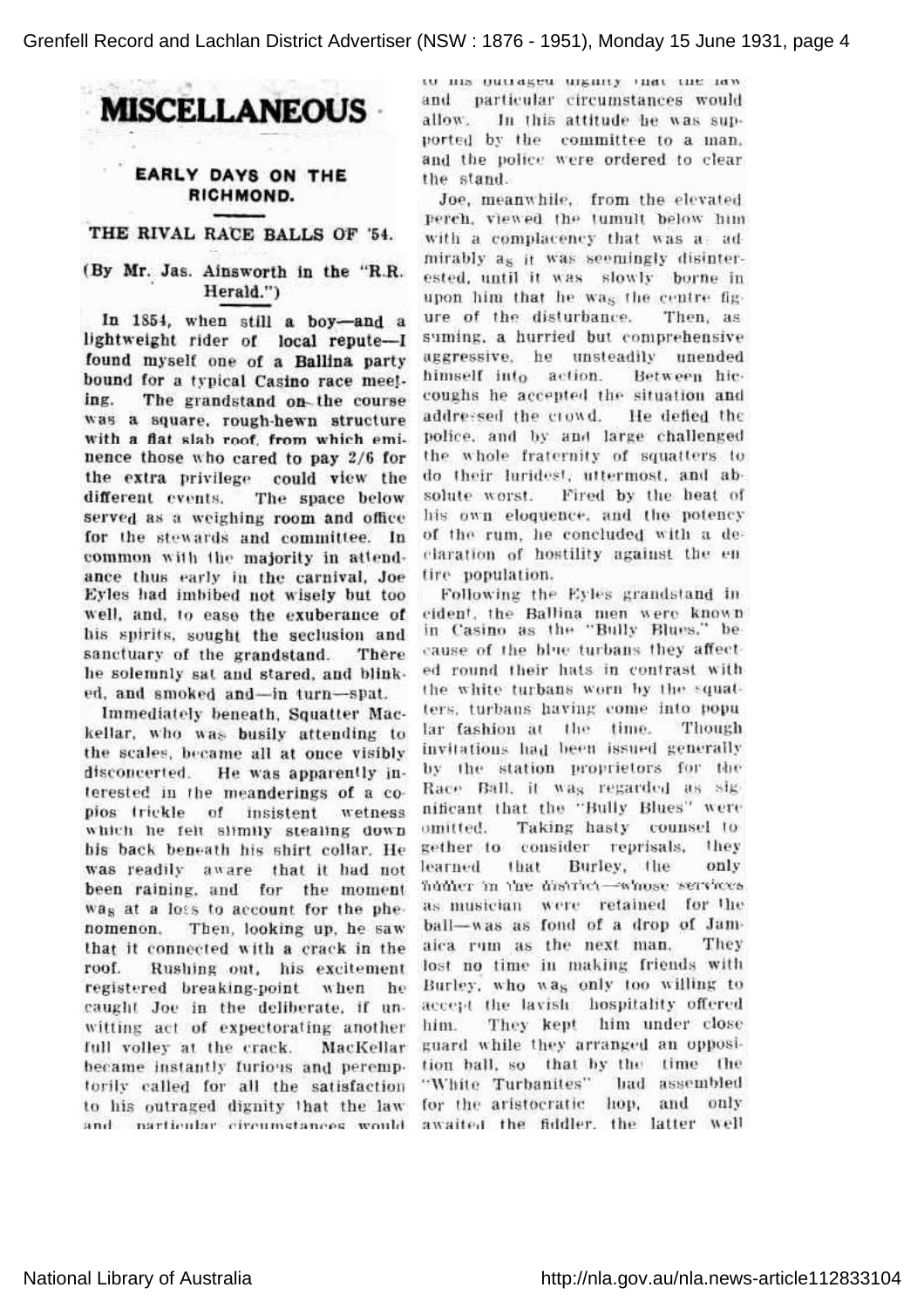# MISCELLANEOUS

## EARLY DAYS ON THE RICHMOND.

### THE RIVAL RACE BALLS OF '54.

(By Mr. Jas. Ainsworth in the "R.R. Herald.")

In 1854, when still a boy—and a lightweight rider of local repute—I found myself one of a Ballina party bound for a typical Casino race meeting. The grandstand on the course was a square, rough-hewn structure with a flat slab roof, from which eminence those who cared to pay 2/6 for the extra privilege could view the different events. The space below served as a weighing room and office for the stewards and committee. In common with the majority in attendance thus early in the carnival, Joe Eyles had imbibed not wisely but too well, and, to ease the exuberance of his spirits, sought the seclusion and sanctuary of the grandstand. There he solemnly sat and stared, and blinked, and smoked and—in turn—spat.

Immediately beneath, Squatter MacKellar, who was busily attending to the scales, became all at once visibly disconcerted. He was apparently interested in the meanderings of a copious trickle of insistent wetness which he felt slimily stealing down his back beneath his shirt collar. He was readily aware that it had not been raining, and for the moment was at a loss to account for the phenomenon. Then, looking up, he saw that it connected with a crack in the roof. Rushing out, his excitement registered breaking-point when he caught Joe in the deliberate, if unwitting act of expectorating another full volley at the crack. MacKellar became instantly furious and peremptorily called for all the satisfaction to his outraged dignity that the law and particular circumstances would allow. In this attitude he was supported by the committee to a man, and the police were ordered to clear the stand.

Joe, meanwhile, from the elevated perch, viewed the tumult below him with a complacency that was as admirably as it was seemingly disinterested, until it was slowly borne in upon him that he was the centre figure of the disturbance. Then, assuming a hurried but comprehensive aggressive, he unsteadily unended himself into action. Between hiccoughs he accepted the situation and addressed the crowd. He defied the police, and by and large challenged the whole fraternity of squatters to do their luridest, uttermost, and absolute worst. Fired by the heat of his own eloquence, and the potency of the rum, he concluded with a declaration of hostility against the entire population.

Following the Eyles grandstand incident, the Ballina men were known in Casino as the "Bully Blues," because of the blue turbans they affected round their hats in contrast with the white turbans worn by the squatters, turbans having come into popular fashion at the time. Though invitations had been issued generally by the station proprietors for the Race Ball, it was regarded as significant that the "Bully Blues" were omitted. Taking hasty counsel together to consider reprisals, they learned that Burley, the only fiddler in the district—whose services as musician were retained for the ball—was as fond of a drop of Jamaica rum as the next man. They lost no time in making friends with Burley, who was only too willing to accept the lavish hospitality offered him. They kept him under close guard while they arranged an opposition ball, so that by the time the "White Turbanites" had assembled for the aristocratic hop, and only awaited the fiddler, the latter well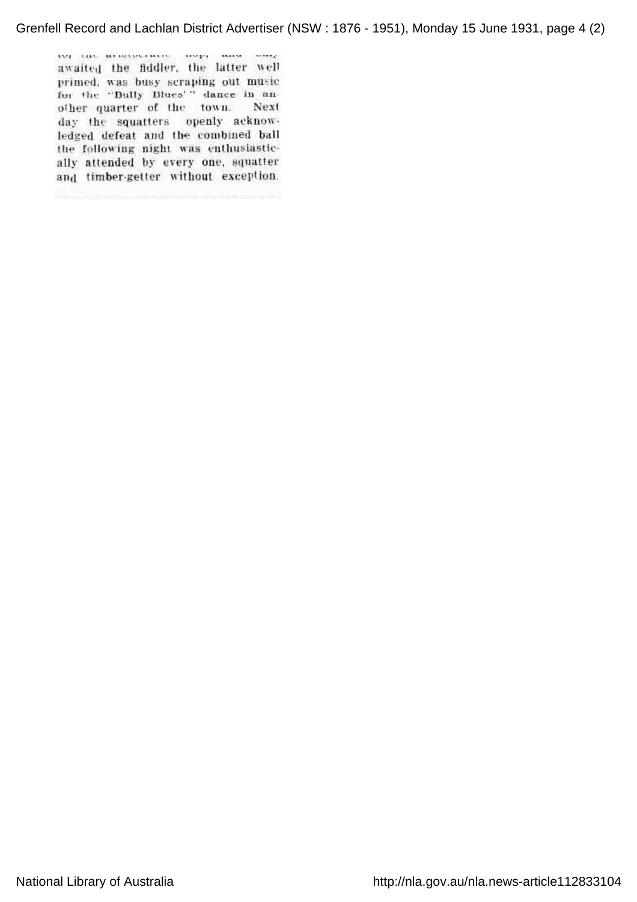for the aristocratic hop, and only awaited the fiddler, the latter well primed, was busy scraping out music for the "Bully Blues'" dance in another quarter of the town. Next day the squatters openly acknowledged defeat and the combined ball the following night was enthusiastically attended by every one, squatter and timber-getter without exception.